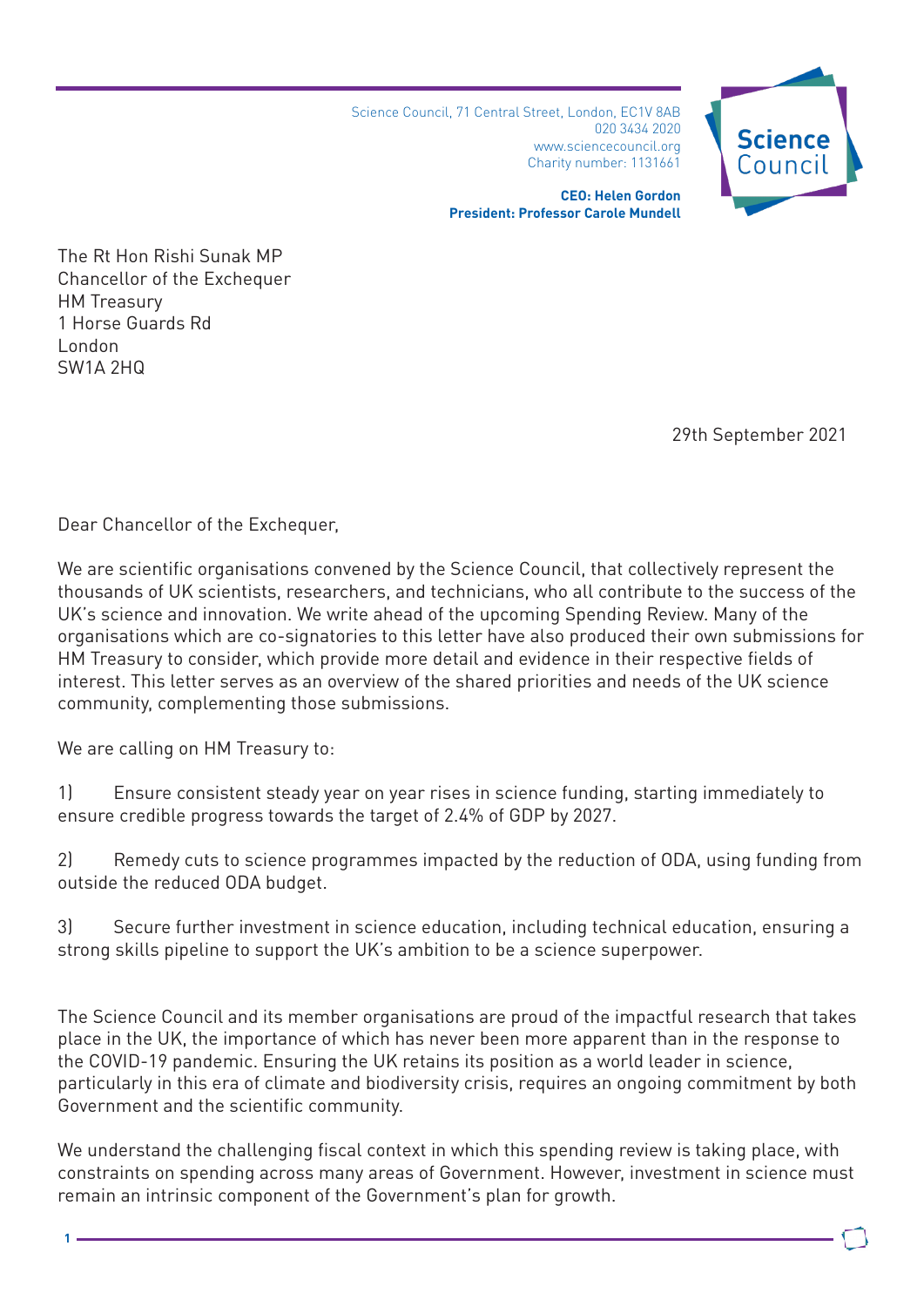Science Council, 71 Central Street, London, EC1V 8AB
020 3434 2020
www.sciencecouncil.org
Charity number: 1131661

**CEO: Helen Gordon**
**President: Professor Carole Mundell**

The Rt Hon Rishi Sunak MP
Chancellor of the Exchequer
HM Treasury
1 Horse Guards Rd
London
SW1A 2HQ

29th September 2021

Dear Chancellor of the Exchequer,

We are scientific organisations convened by the Science Council, that collectively represent the thousands of UK scientists, researchers, and technicians, who all contribute to the success of the UK's science and innovation. We write ahead of the upcoming Spending Review. Many of the organisations which are co-signatories to this letter have also produced their own submissions for HM Treasury to consider, which provide more detail and evidence in their respective fields of interest. This letter serves as an overview of the shared priorities and needs of the UK science community, complementing those submissions.

We are calling on HM Treasury to:

1) Ensure consistent steady year on year rises in science funding, starting immediately to ensure credible progress towards the target of 2.4% of GDP by 2027.

2) Remedy cuts to science programmes impacted by the reduction of ODA, using funding from outside the reduced ODA budget.

3) Secure further investment in science education, including technical education, ensuring a strong skills pipeline to support the UK's ambition to be a science superpower.

The Science Council and its member organisations are proud of the impactful research that takes place in the UK, the importance of which has never been more apparent than in the response to the COVID-19 pandemic. Ensuring the UK retains its position as a world leader in science, particularly in this era of climate and biodiversity crisis, requires an ongoing commitment by both Government and the scientific community.

We understand the challenging fiscal context in which this spending review is taking place, with constraints on spending across many areas of Government. However, investment in science must remain an intrinsic component of the Government's plan for growth.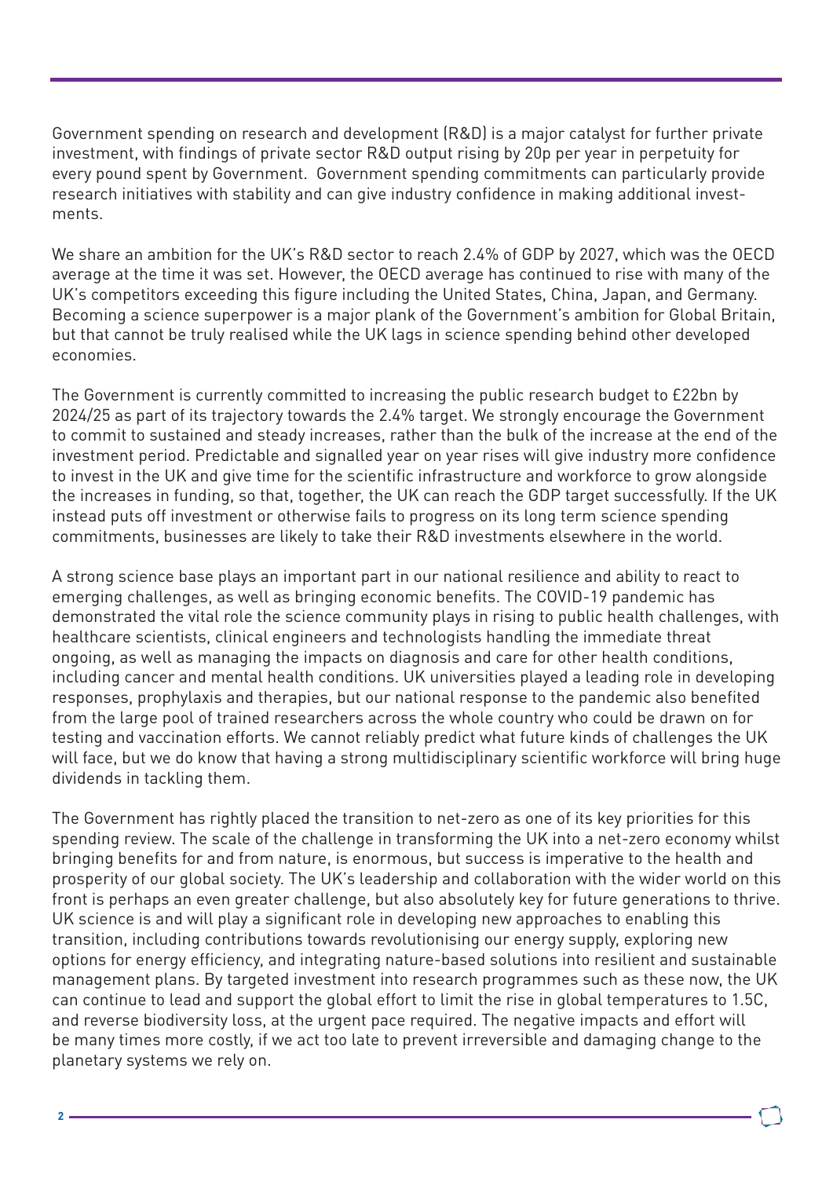Government spending on research and development (R&D) is a major catalyst for further private investment, with findings of private sector R&D output rising by 20p per year in perpetuity for every pound spent by Government. Government spending commitments can particularly provide research initiatives with stability and can give industry confidence in making additional investments.

We share an ambition for the UK's R&D sector to reach 2.4% of GDP by 2027, which was the OECD average at the time it was set. However, the OECD average has continued to rise with many of the UK's competitors exceeding this figure including the United States, China, Japan, and Germany. Becoming a science superpower is a major plank of the Government's ambition for Global Britain, but that cannot be truly realised while the UK lags in science spending behind other developed economies.

The Government is currently committed to increasing the public research budget to £22bn by 2024/25 as part of its trajectory towards the 2.4% target. We strongly encourage the Government to commit to sustained and steady increases, rather than the bulk of the increase at the end of the investment period. Predictable and signalled year on year rises will give industry more confidence to invest in the UK and give time for the scientific infrastructure and workforce to grow alongside the increases in funding, so that, together, the UK can reach the GDP target successfully. If the UK instead puts off investment or otherwise fails to progress on its long term science spending commitments, businesses are likely to take their R&D investments elsewhere in the world.

A strong science base plays an important part in our national resilience and ability to react to emerging challenges, as well as bringing economic benefits. The COVID-19 pandemic has demonstrated the vital role the science community plays in rising to public health challenges, with healthcare scientists, clinical engineers and technologists handling the immediate threat ongoing, as well as managing the impacts on diagnosis and care for other health conditions, including cancer and mental health conditions. UK universities played a leading role in developing responses, prophylaxis and therapies, but our national response to the pandemic also benefited from the large pool of trained researchers across the whole country who could be drawn on for testing and vaccination efforts. We cannot reliably predict what future kinds of challenges the UK will face, but we do know that having a strong multidisciplinary scientific workforce will bring huge dividends in tackling them.

The Government has rightly placed the transition to net-zero as one of its key priorities for this spending review. The scale of the challenge in transforming the UK into a net-zero economy whilst bringing benefits for and from nature, is enormous, but success is imperative to the health and prosperity of our global society. The UK's leadership and collaboration with the wider world on this front is perhaps an even greater challenge, but also absolutely key for future generations to thrive. UK science is and will play a significant role in developing new approaches to enabling this transition, including contributions towards revolutionising our energy supply, exploring new options for energy efficiency, and integrating nature-based solutions into resilient and sustainable management plans. By targeted investment into research programmes such as these now, the UK can continue to lead and support the global effort to limit the rise in global temperatures to 1.5C, and reverse biodiversity loss, at the urgent pace required. The negative impacts and effort will be many times more costly, if we act too late to prevent irreversible and damaging change to the planetary systems we rely on.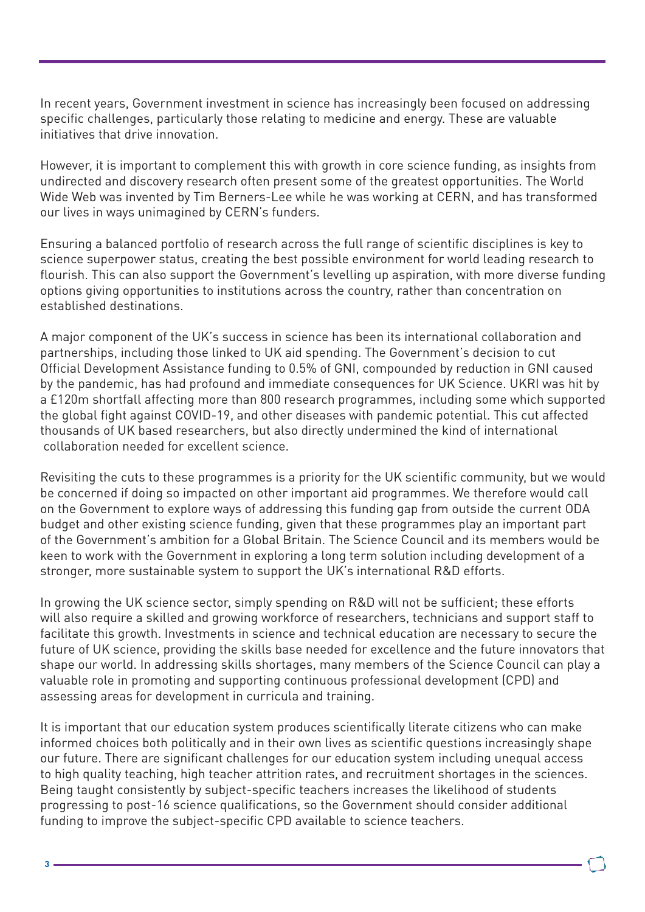In recent years, Government investment in science has increasingly been focused on addressing specific challenges, particularly those relating to medicine and energy. These are valuable initiatives that drive innovation.

However, it is important to complement this with growth in core science funding, as insights from undirected and discovery research often present some of the greatest opportunities. The World Wide Web was invented by Tim Berners-Lee while he was working at CERN, and has transformed our lives in ways unimagined by CERN's funders.

Ensuring a balanced portfolio of research across the full range of scientific disciplines is key to science superpower status, creating the best possible environment for world leading research to flourish. This can also support the Government's levelling up aspiration, with more diverse funding options giving opportunities to institutions across the country, rather than concentration on established destinations.

A major component of the UK's success in science has been its international collaboration and partnerships, including those linked to UK aid spending. The Government's decision to cut Official Development Assistance funding to 0.5% of GNI, compounded by reduction in GNI caused by the pandemic, has had profound and immediate consequences for UK Science. UKRI was hit by a £120m shortfall affecting more than 800 research programmes, including some which supported the global fight against COVID-19, and other diseases with pandemic potential. This cut affected thousands of UK based researchers, but also directly undermined the kind of international collaboration needed for excellent science.

Revisiting the cuts to these programmes is a priority for the UK scientific community, but we would be concerned if doing so impacted on other important aid programmes. We therefore would call on the Government to explore ways of addressing this funding gap from outside the current ODA budget and other existing science funding, given that these programmes play an important part of the Government's ambition for a Global Britain. The Science Council and its members would be keen to work with the Government in exploring a long term solution including development of a stronger, more sustainable system to support the UK's international R&D efforts.

In growing the UK science sector, simply spending on R&D will not be sufficient; these efforts will also require a skilled and growing workforce of researchers, technicians and support staff to facilitate this growth. Investments in science and technical education are necessary to secure the future of UK science, providing the skills base needed for excellence and the future innovators that shape our world. In addressing skills shortages, many members of the Science Council can play a valuable role in promoting and supporting continuous professional development (CPD) and assessing areas for development in curricula and training.

It is important that our education system produces scientifically literate citizens who can make informed choices both politically and in their own lives as scientific questions increasingly shape our future. There are significant challenges for our education system including unequal access to high quality teaching, high teacher attrition rates, and recruitment shortages in the sciences. Being taught consistently by subject-specific teachers increases the likelihood of students progressing to post-16 science qualifications, so the Government should consider additional funding to improve the subject-specific CPD available to science teachers.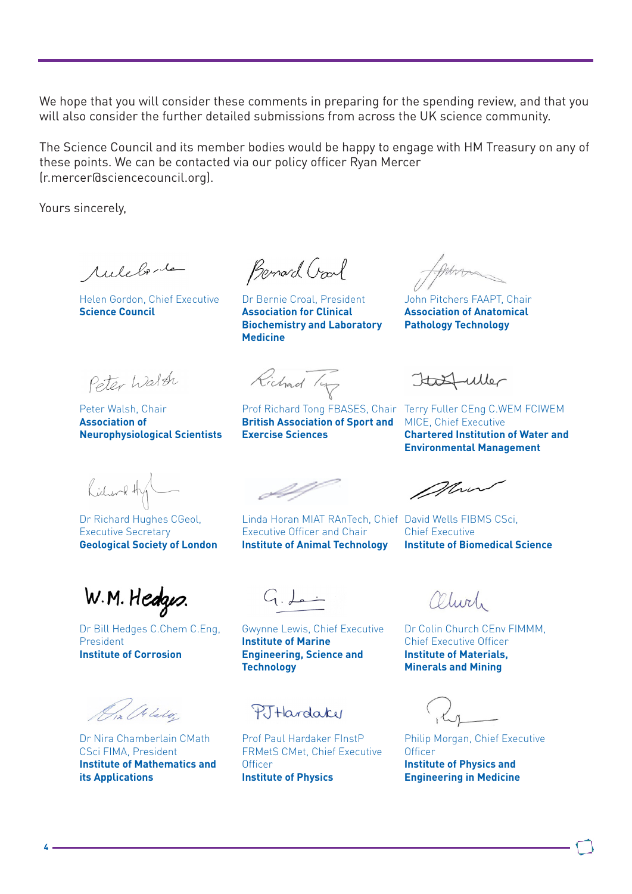We hope that you will consider these comments in preparing for the spending review, and that you will also consider the further detailed submissions from across the UK science community.

The Science Council and its member bodies would be happy to engage with HM Treasury on any of these points. We can be contacted via our policy officer Ryan Mercer (r.mercer@sciencecouncil.org).

Yours sincerely,

Helen Gordon, Chief Executive
**Science Council**

Dr Bernie Croal, President
**Association for Clinical Biochemistry and Laboratory Medicine**

John Pitchers FAAPT, Chair
**Association of Anatomical Pathology Technology**

Peter Walsh, Chair
**Association of Neurophysiological Scientists**

Prof Richard Tong FBASES, Chair
**British Association of Sport and Exercise Sciences**

Terry Fuller CEng C.WEM FCIWEM MICE, Chief Executive
**Chartered Institution of Water and Environmental Management**

Dr Richard Hughes CGeol, Executive Secretary
**Geological Society of London**

Linda Horan MIAT RAnTech, Chief Executive Officer and Chair
**Institute of Animal Technology**

David Wells FIBMS CSci, Chief Executive
**Institute of Biomedical Science**

Dr Bill Hedges C.Chem C.Eng, President
**Institute of Corrosion**

Gwynne Lewis, Chief Executive
**Institute of Marine Engineering, Science and Technology**

Dr Colin Church CEnv FIMMM, Chief Executive Officer
**Institute of Materials, Minerals and Mining**

Dr Nira Chamberlain CMath CSci FIMA, President
**Institute of Mathematics and its Applications**

Prof Paul Hardaker FInstP FRMetS CMet, Chief Executive Officer
**Institute of Physics**

Philip Morgan, Chief Executive Officer
**Institute of Physics and Engineering in Medicine**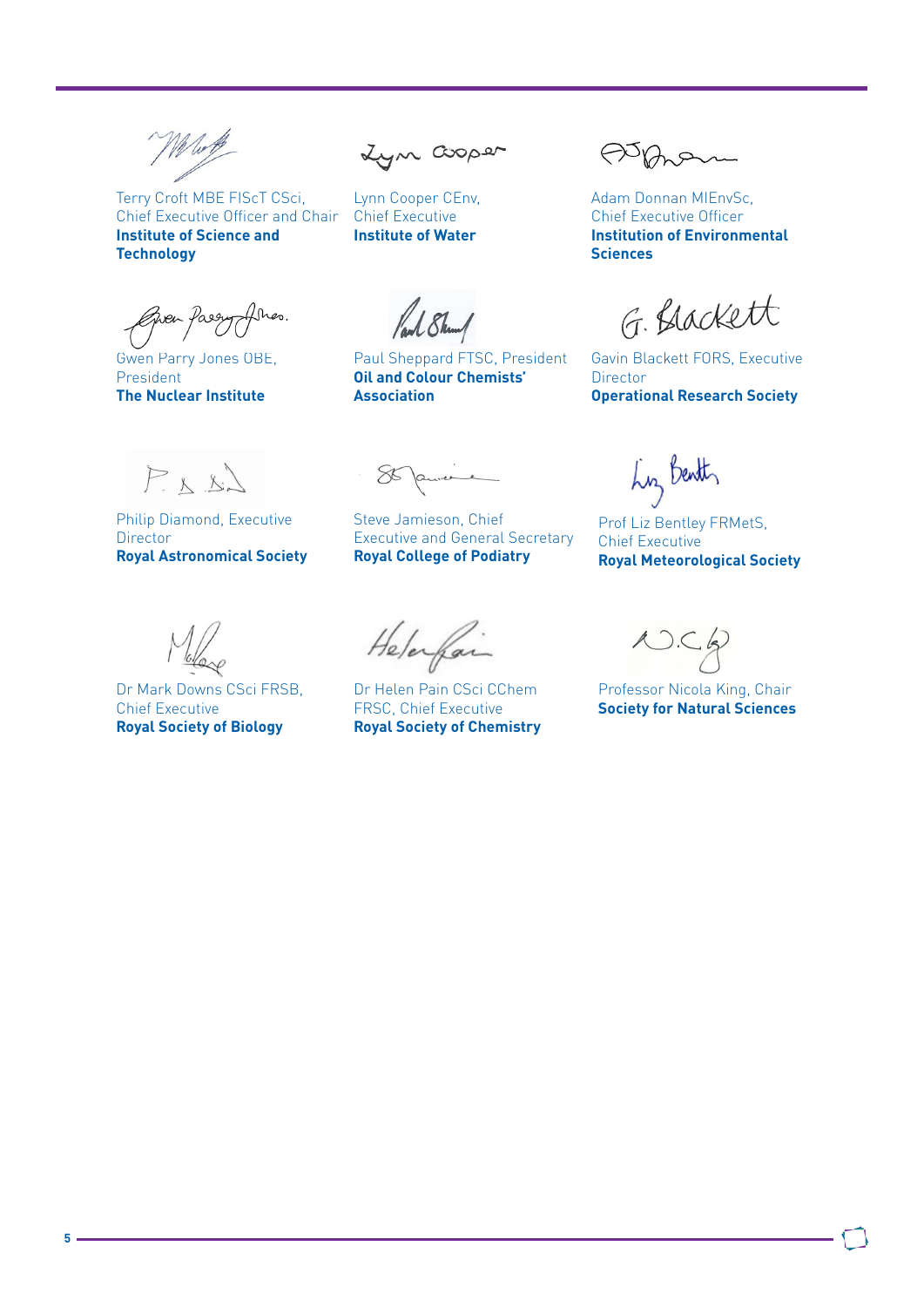Terry Croft MBE FIScT CSci,
Chief Executive Officer and Chair
**Institute of Science and Technology**

Lynn Cooper CEnv,
Chief Executive
**Institute of Water**

Adam Donnan MIEnvSc,
Chief Executive Officer
**Institution of Environmental Sciences**

Gwen Parry Jones OBE,
President
**The Nuclear Institute**

Paul Sheppard FTSC, President
**Oil and Colour Chemists' Association**

Gavin Blackett FORS, Executive Director
**Operational Research Society**

Philip Diamond, Executive Director
**Royal Astronomical Society**

Steve Jamieson, Chief Executive and General Secretary
**Royal College of Podiatry**

Prof Liz Bentley FRMetS,
Chief Executive
**Royal Meteorological Society**

Dr Mark Downs CSci FRSB,
Chief Executive
**Royal Society of Biology**

Dr Helen Pain CSci CChem FRSC, Chief Executive
**Royal Society of Chemistry**

Professor Nicola King, Chair
**Society for Natural Sciences**